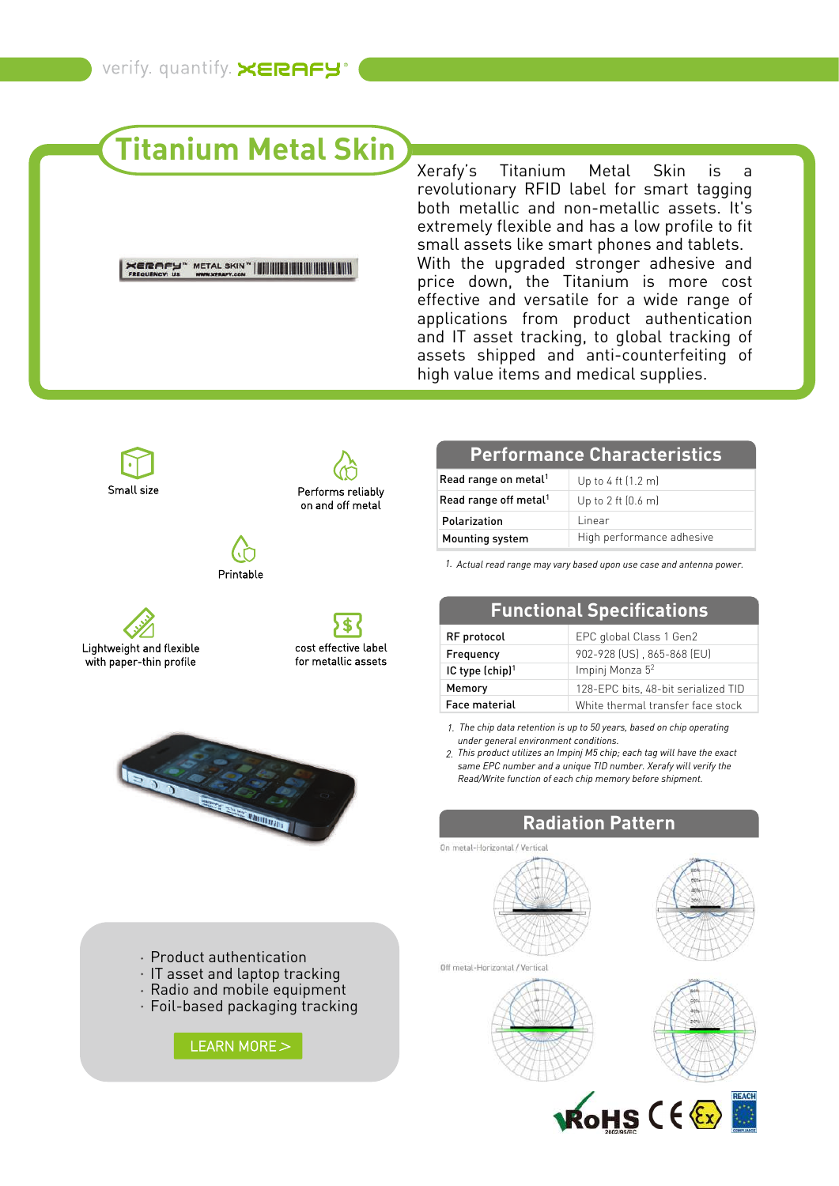verify. quantify. XERAFY

# Titanium Metal Skin

Xerafy's Titanium Metal Skin is a revolutionary RFID label for smart tagging both metallic and non-metallic assets. It's extremely flexible and has a low profile to fit small assets like smart phones and tablets. With the upgraded stronger adhesive and price down, the Titanium is more cost effective and versatile for a wide range of applications from product authentication and IT asset tracking, to global tracking of assets shipped and anti-counterfeiting of high value items and medical supplies.

- Small size
- Performs reliably on and off metal
- Printable
- Lightweight and flexible with paper-thin profile
- cost effective label for metallic assets

## Performance Characteristics

| | |
|---|---|
| Read range on metal[1] | Up to 4 ft (1.2 m) |
| Read range off metal[1] | Up to 2 ft (0.6 m) |
| Polarization | Linear |
| Mounting system | High performance adhesive |

*1. Actual read range may vary based upon use case and antenna power.*

## Functional Specifications

| | |
|---|---|
| RF protocol | EPC global Class 1 Gen2 |
| Frequency | 902-928 (US) , 865-868 (EU) |
| IC type (chip)[1] | Impinj Monza 5[2] |
| Memory | 128-EPC bits, 48-bit serialized TID |
| Face material | White thermal transfer face stock |

*1. The chip data retention is up to 50 years, based on chip operating under general environment conditions.*
*2. This product utilizes an Impinj M5 chip; each tag will have the exact same EPC number and a unique TID number. Xerafy will verify the Read/Write function of each chip memory before shipment.*

## Radiation Pattern

On metal-Horizontal / Vertical

Off metal-Horizontal / Vertical

- Product authentication
- IT asset and laptop tracking
- Radio and mobile equipment
- Foil-based packaging tracking

LEARN MORE >

RoHS 2002/95/EC CE Ex REACH COMPLIANCE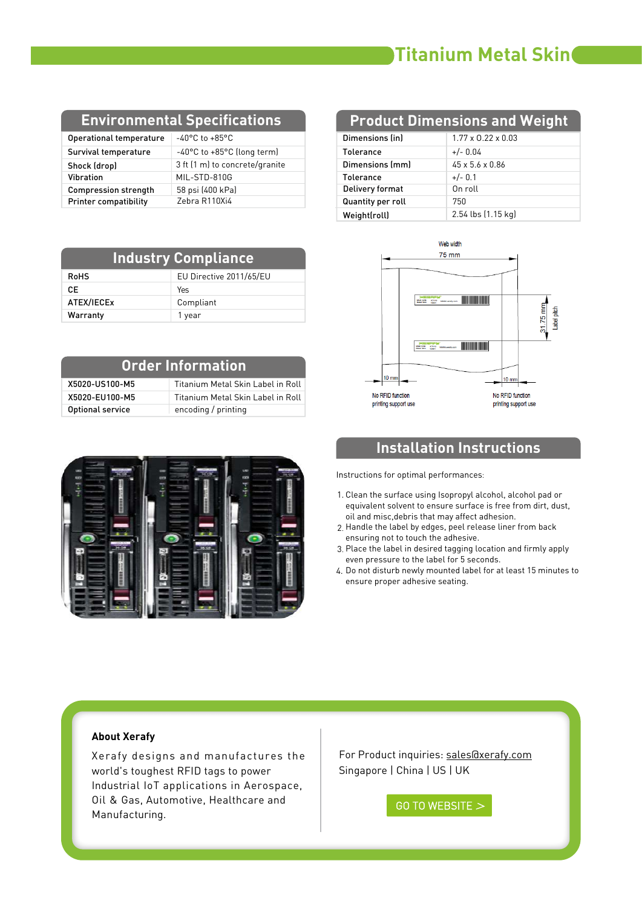# Titanium Metal Skin

## Environmental Specifications

| | |
|---|---|
| Operational temperature | -40°C to +85°C |
| Survival temperature | -40°C to +85°C (long term) |
| Shock (drop) | 3 ft (1 m) to concrete/granite |
| Vibration | MIL-STD-810G |
| Compression strength | 58 psi (400 kPa) |
| Printer compatibility | Zebra R110Xi4 |

## Industry Compliance

| | |
|---|---|
| RoHS | EU Directive 2011/65/EU |
| CE | Yes |
| ATEX/IECEx | Compliant |
| Warranty | 1 year |

## Order Information

| | |
|---|---|
| X5020-US100-M5 | Titanium Metal Skin Label in Roll |
| X5020-EU100-M5 | Titanium Metal Skin Label in Roll |
| Optional service | encoding / printing |

## Product Dimensions and Weight

| | |
|---|---|
| Dimensions (in) | 1.77 x 0.22 x 0.03 |
| Tolerance | +/- 0.04 |
| Dimensions (mm) | 45 x 5.6 x 0.86 |
| Tolerance | +/- 0.1 |
| Delivery format | On roll |
| Quantity per roll | 750 |
| Weight(roll) | 2.54 lbs (1.15 kg) |

Web width
75 mm
31.75 mm
Label pitch
10 mm
10 mm
No RFID function printing support use
No RFID function printing support use

## Installation Instructions

Instructions for optimal performances:

1. Clean the surface using Isopropyl alcohol, alcohol pad or equivalent solvent to ensure surface is free from dirt, dust, oil and misc,debris that may affect adhesion.
2. Handle the label by edges, peel release liner from back ensuring not to touch the adhesive.
3. Place the label in desired tagging location and firmly apply even pressure to the label for 5 seconds.
4. Do not disturb newly mounted label for at least 15 minutes to ensure proper adhesive seating.

**About Xerafy**

Xerafy designs and manufactures the world's toughest RFID tags to power Industrial IoT applications in Aerospace, Oil & Gas, Automotive, Healthcare and Manufacturing.

For Product inquiries: sales@xerafy.com
Singapore | China | US | UK

GO TO WEBSITE >